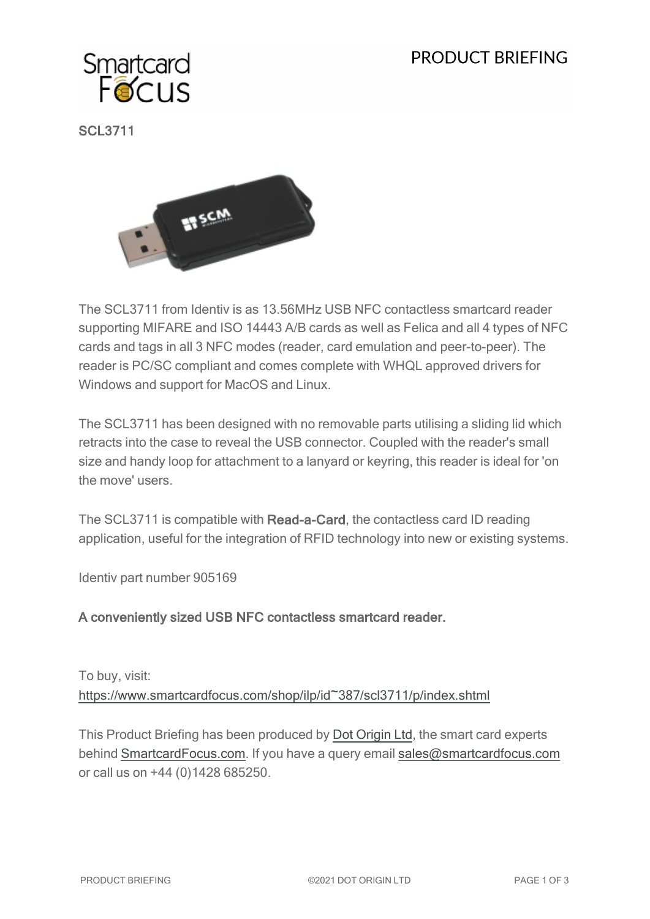# SCL3711

The SCL3711 from Identiv is as 13.56MHz USB NFC contactless smartcard reader supporting MIFARE and ISO 14443 A/B cards as well as Felica and all 4 types of NFC cards and tags in all 3 NFC modes (reader, card emulation and peer-to-peer). The reader is PC/SC compliant and comes complete with WHQL approved drivers for Windows and support for MacOS and Linux.

The SCL3711 has been designed with no removable parts utilising a sliding lid which retracts into the case to reveal the USB connector. Coupled with the reader's small size and handy loop for attachment to a lanyard or keyring, this reader is ideal for 'on the move' users.

The SCL3711 is compatible with **Read-a-Card**, the contactless card ID reading application, useful for the integration of RFID technology into new or existing systems.

Identiv part number 905169

**A conveniently sized USB NFC contactless smartcard reader.**

To buy, visit:
https://www.smartcardfocus.com/shop/ilp/id~387/scl3711/p/index.shtml

This Product Briefing has been produced by Dot Origin Ltd, the smart card experts behind SmartcardFocus.com. If you have a query email sales@smartcardfocus.com or call us on +44 (0)1428 685250.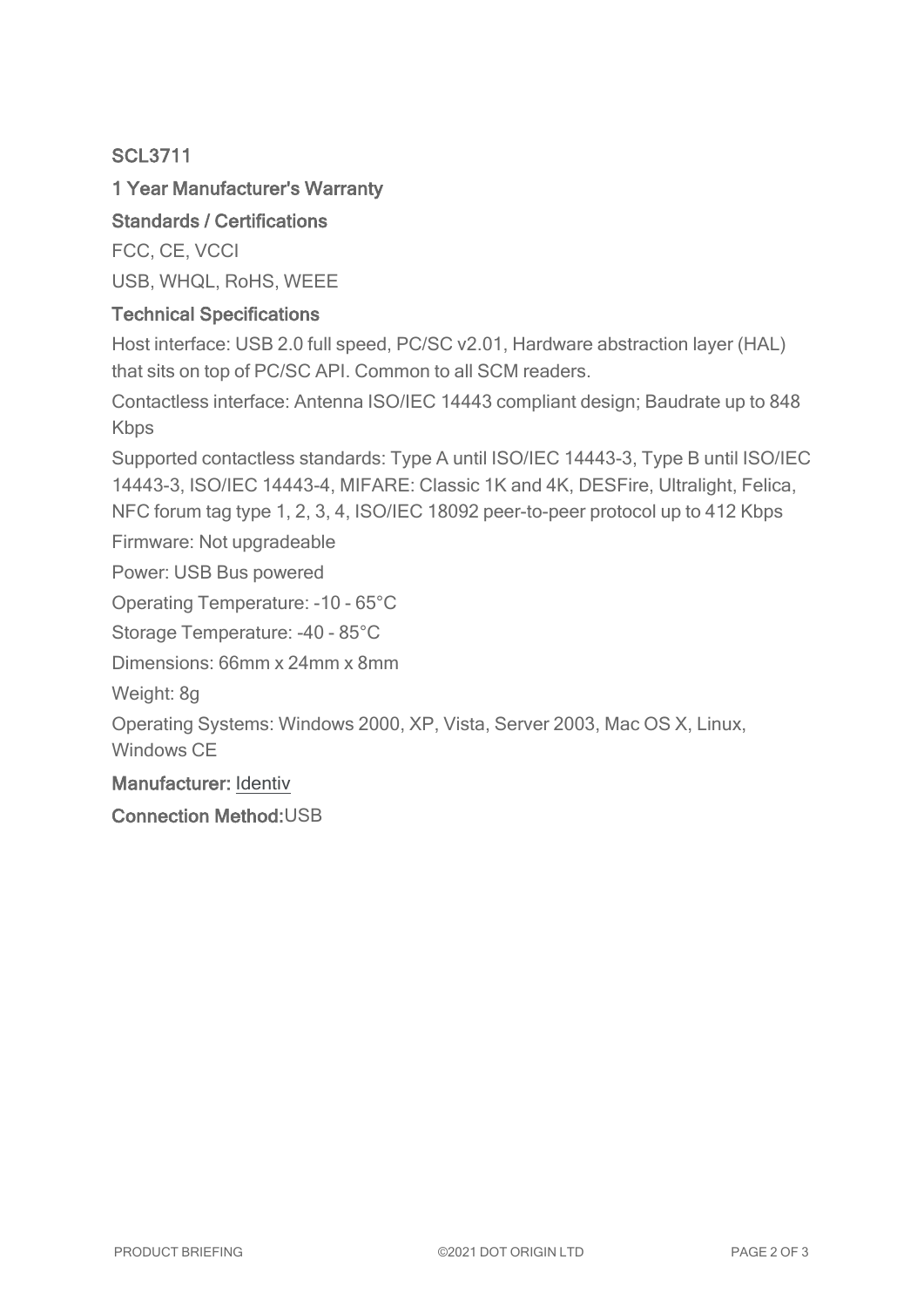**SCL3711**

**1 Year Manufacturer's Warranty**

**Standards / Certifications**

FCC, CE, VCCI

USB, WHQL, RoHS, WEEE

**Technical Specifications**

Host interface: USB 2.0 full speed, PC/SC v2.01, Hardware abstraction layer (HAL) that sits on top of PC/SC API. Common to all SCM readers.

Contactless interface: Antenna ISO/IEC 14443 compliant design; Baudrate up to 848 Kbps

Supported contactless standards: Type A until ISO/IEC 14443-3, Type B until ISO/IEC 14443-3, ISO/IEC 14443-4, MIFARE: Classic 1K and 4K, DESFire, Ultralight, Felica, NFC forum tag type 1, 2, 3, 4, ISO/IEC 18092 peer-to-peer protocol up to 412 Kbps

Firmware: Not upgradeable

Power: USB Bus powered

Operating Temperature: -10 - 65°C

Storage Temperature: -40 - 85°C

Dimensions: 66mm x 24mm x 8mm

Weight: 8g

Operating Systems: Windows 2000, XP, Vista, Server 2003, Mac OS X, Linux, Windows CE

**Manufacturer:** Identiv

**Connection Method:** USB